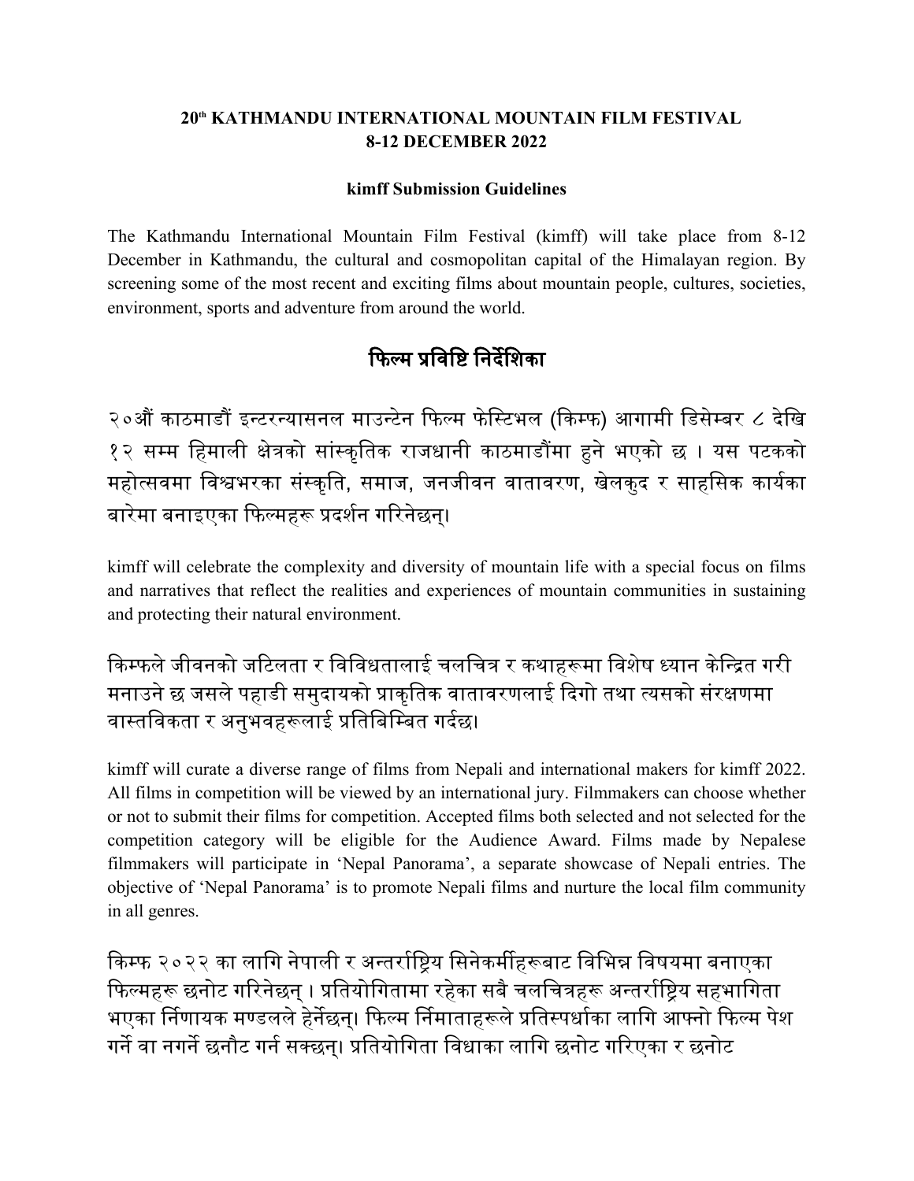**20th KATHMANDU INTERNATIONAL MOUNTAIN FILM FESTIVAL**
**8-12 DECEMBER 2022**

**kimff Submission Guidelines**

The Kathmandu International Mountain Film Festival (kimff) will take place from 8-12 December in Kathmandu, the cultural and cosmopolitan capital of the Himalayan region. By screening some of the most recent and exciting films about mountain people, cultures, societies, environment, sports and adventure from around the world.

## फिल्म प्रविष्टि निर्देशिका

२०औं काठमाडौं इन्टरन्यासनल माउन्टेन फिल्म फेस्टिभल (किम्फ) आगामी डिसेम्बर ८ देखि १२ सम्म हिमाली क्षेत्रको सांस्कृतिक राजधानी काठमाडौंमा हुने भएको छ । यस पटकको महोत्सवमा विश्वभरका संस्कृति, समाज, जनजीवन वातावरण, खेलकुद र साहसिक कार्यका बारेमा बनाइएका फिल्महरू प्रदर्शन गरिनेछन्।

kimff will celebrate the complexity and diversity of mountain life with a special focus on films and narratives that reflect the realities and experiences of mountain communities in sustaining and protecting their natural environment.

किम्फले जीवनको जटिलता र विविधतालाई चलचित्र र कथाहरूमा विशेष ध्यान केन्द्रित गरी मनाउने छ जसले पहाडी समुदायको प्राकृतिक वातावरणलाई दिगो तथा त्यसको संरक्षणमा वास्तविकता र अनुभवहरूलाई प्रतिबिम्बित गर्दछ।

kimff will curate a diverse range of films from Nepali and international makers for kimff 2022. All films in competition will be viewed by an international jury. Filmmakers can choose whether or not to submit their films for competition. Accepted films both selected and not selected for the competition category will be eligible for the Audience Award. Films made by Nepalese filmmakers will participate in 'Nepal Panorama', a separate showcase of Nepali entries. The objective of 'Nepal Panorama' is to promote Nepali films and nurture the local film community in all genres.

किम्फ २०२२ का लागि नेपाली र अन्तर्राष्ट्रिय सिनेकर्मीहरूबाट विभिन्न विषयमा बनाएका फिल्महरू छनोट गरिनेछन् । प्रतियोगितामा रहेका सबै चलचित्रहरू अन्तर्राष्ट्रिय सहभागिता भएका र्निणायक मण्डलले हेर्नेछन्। फिल्म र्निमाताहरूले प्रतिस्पर्धाका लागि आफ्नो फिल्म पेश गर्ने वा नगर्ने छनौट गर्न सक्छन्। प्रतियोगिता विधाका लागि छनोट गरिएका र छनोट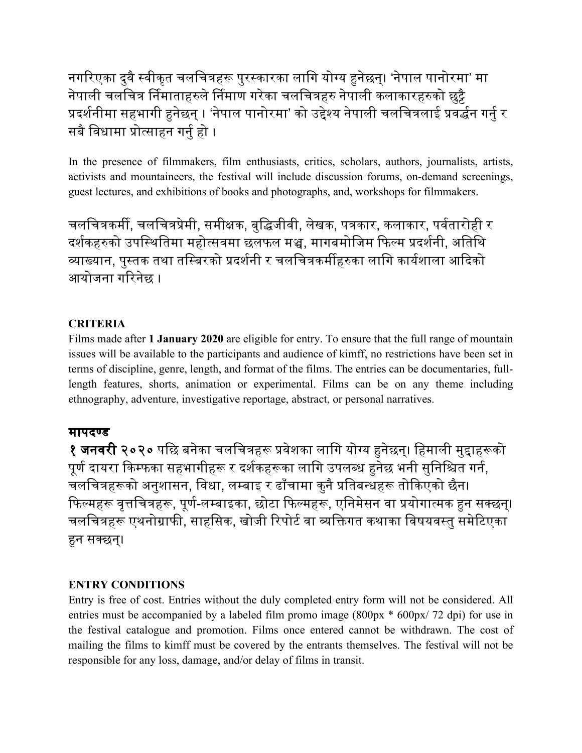नगरिएका दुवै स्वीकृत चलचित्रहरू पुरस्कारका लागि योग्य हुनेछन्। 'नेपाल पानोरमा' मा नेपाली चलचित्र निर्माताहरुले निर्माण गरेका चलचित्रहरु नेपाली कलाकारहरुको छुट्टै प्रदर्शनीमा सहभागी हुनेछन् । 'नेपाल पानोरमा' को उद्देश्य नेपाली चलचित्रलाई प्रवर्द्धन गर्नु र सबै विधामा प्रोत्साहन गर्नु हो ।

In the presence of filmmakers, film enthusiasts, critics, scholars, authors, journalists, artists, activists and mountaineers, the festival will include discussion forums, on-demand screenings, guest lectures, and exhibitions of books and photographs, and, workshops for filmmakers.

चलचित्रकर्मी, चलचित्रप्रेमी, समीक्षक, बुद्धिजीवी, लेखक, पत्रकार, कलाकार, पर्वतारोही र दर्शकहरुको उपस्थितिमा महोत्सवमा छलफल मञ्च, मागबमोजिम फिल्म प्रदर्शनी, अतिथि व्याख्यान, पुस्तक तथा तस्बिरको प्रदर्शनी र चलचित्रकर्मीहरुका लागि कार्यशाला आदिको आयोजना गरिनेछ ।

**CRITERIA**

Films made after **1 January 2020** are eligible for entry. To ensure that the full range of mountain issues will be available to the participants and audience of kimff, no restrictions have been set in terms of discipline, genre, length, and format of the films. The entries can be documentaries, full-length features, shorts, animation or experimental. Films can be on any theme including ethnography, adventure, investigative reportage, abstract, or personal narratives.

## मापदण्ड

**१ जनवरी २०२०** पछि बनेका चलचित्रहरू प्रवेशका लागि योग्य हुनेछन्। हिमाली मुद्दाहरूको पूर्ण दायरा किम्फका सहभागीहरू र दर्शकहरूका लागि उपलब्ध हुनेछ भनी सुनिश्चित गर्न, चलचित्रहरूको अनुशासन, विधा, लम्बाइ र ढाँचामा कुनै प्रतिबन्धहरू तोकिएको छैन। फिल्महरू वृत्तचित्रहरू, पूर्ण-लम्बाइका, छोटा फिल्महरू, एनिमेसन वा प्रयोगात्मक हुन सक्छन्। चलचित्रहरू एथनोग्राफी, साहसिक, खोजी रिपोर्ट वा व्यक्तिगत कथाका विषयवस्तु समेटिएका हुन सक्छन्।

**ENTRY CONDITIONS**

Entry is free of cost. Entries without the duly completed entry form will not be considered. All entries must be accompanied by a labeled film promo image (800px * 600px/ 72 dpi) for use in the festival catalogue and promotion. Films once entered cannot be withdrawn. The cost of mailing the films to kimff must be covered by the entrants themselves. The festival will not be responsible for any loss, damage, and/or delay of films in transit.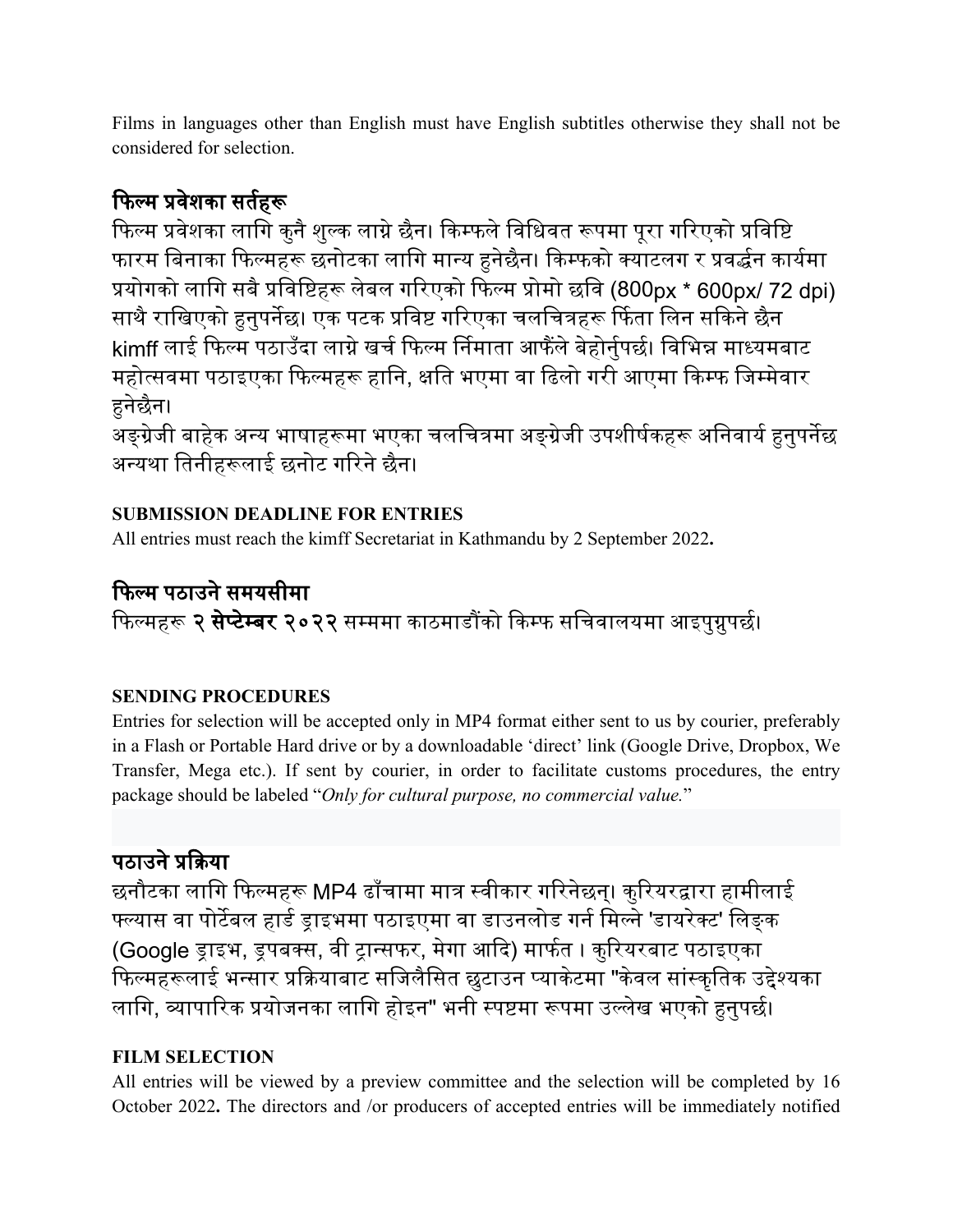Films in languages other than English must have English subtitles otherwise they shall not be considered for selection.

## फिल्म प्रवेशका सर्तहरू

फिल्म प्रवेशका लागि कुनै शुल्क लाग्ने छैन। किम्फले विधिवत रूपमा पूरा गरिएको प्रविष्टि फारम बिनाका फिल्महरू छनोटका लागि मान्य हुनेछैन। किम्फको क्याटलग र प्रवर्द्धन कार्यमा प्रयोगको लागि सबै प्रविष्टिहरू लेबल गरिएको फिल्म प्रोमो छवि (800px * 600px/ 72 dpi) साथै राखिएको हुनुपर्नेछ। एक पटक प्रविष्ट गरिएका चलचित्रहरू फिर्ता लिन सकिने छैन kimff लाई फिल्म पठाउँदा लाग्ने खर्च फिल्म निर्माता आफैंले बेहोर्नुपर्छ। विभिन्न माध्यमबाट महोत्सवमा पठाइएका फिल्महरू हानि, क्षति भएमा वा ढिलो गरी आएमा किम्फ जिम्मेवार हुनेछैन।

अङ्ग्रेजी बाहेक अन्य भाषाहरूमा भएका चलचित्रमा अङ्ग्रेजी उपशीर्षकहरू अनिवार्य हुनुपर्नेछ अन्यथा तिनीहरूलाई छनोट गरिने छैन।

### SUBMISSION DEADLINE FOR ENTRIES

All entries must reach the kimff Secretariat in Kathmandu by 2 September 2022**.**

## फिल्म पठाउने समयसीमा

फिल्महरू **२ सेप्टेम्बर २०२२** सम्ममा काठमाडौंको किम्फ सचिवालयमा आइपुग्नुपर्छ।

### SENDING PROCEDURES

Entries for selection will be accepted only in MP4 format either sent to us by courier, preferably in a Flash or Portable Hard drive or by a downloadable 'direct' link (Google Drive, Dropbox, We Transfer, Mega etc.). If sent by courier, in order to facilitate customs procedures, the entry package should be labeled "*Only for cultural purpose, no commercial value.*"

## पठाउने प्रक्रिया

छनौटका लागि फिल्महरू MP4 ढाँचामा मात्र स्वीकार गरिनेछन्। कुरियरद्वारा हामीलाई फ्ल्यास वा पोर्टेबल हार्ड ड्राइभमा पठाइएमा वा डाउनलोड गर्न मिल्ने 'डायरेक्ट' लिङ्क (Google ड्राइभ, ड्रपबक्स, वी ट्रान्सफर, मेगा आदि) मार्फत । कुरियरबाट पठाइएका फिल्महरूलाई भन्सार प्रक्रियाबाट सजिलैसित छुटाउन प्याकेटमा "केवल सांस्कृतिक उद्देश्यका लागि, व्यापारिक प्रयोजनका लागि होइन" भनी स्पष्टमा रूपमा उल्लेख भएको हुनुपर्छ।

### FILM SELECTION

All entries will be viewed by a preview committee and the selection will be completed by 16 October 2022**.** The directors and /or producers of accepted entries will be immediately notified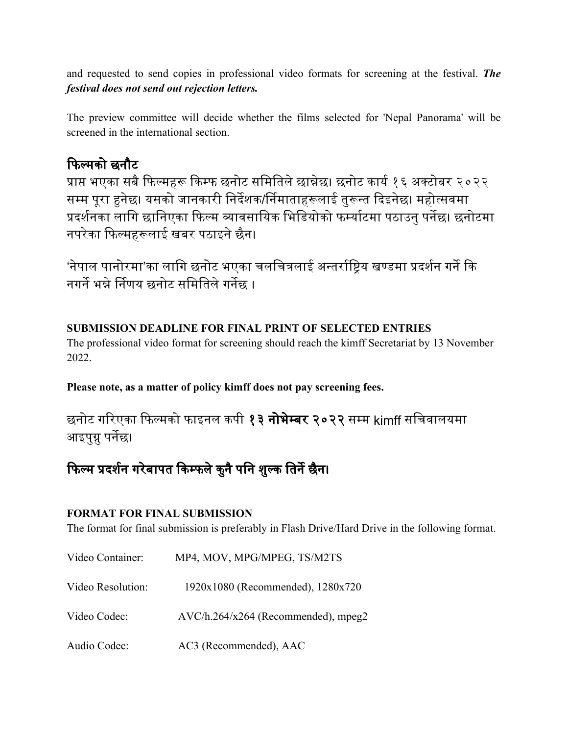and requested to send copies in professional video formats for screening at the festival. ***The festival does not send out rejection letters.***

The preview committee will decide whether the films selected for 'Nepal Panorama' will be screened in the international section.

## फिल्मको छनौट

प्राप्त भएका सबै फिल्महरू किम्फ छनोट समितिले छान्नेछ। छनोट कार्य १६ अक्टोबर २०२२ सम्म पूरा हुनेछ। यसको जानकारी निर्देशक/निर्माताहरूलाई तुरून्त दिइनेछ। महोत्सवमा प्रदर्शनका लागि छानिएका फिल्म व्यावसायिक भिडियोको फर्म्याटमा पठाउनु पर्नेछ। छनोटमा नपरेका फिल्महरूलाई खबर पठाइने छैन।

'नेपाल पानोरमा'का लागि छनोट भएका चलचित्रलाई अन्तर्राष्ट्रिय खण्डमा प्रदर्शन गर्ने कि नगर्ने भन्ने निर्णय छनोट समितिले गर्नेछ ।

**SUBMISSION DEADLINE FOR FINAL PRINT OF SELECTED ENTRIES**

The professional video format for screening should reach the kimff Secretariat by 13 November 2022.

**Please note, as a matter of policy kimff does not pay screening fees.**

छनोट गरिएका फिल्मको फाइनल कपी **१३ नोभेम्बर २०२२** सम्म kimff सचिवालयमा आइपुग्नु पर्नेछ।

## फिल्म प्रदर्शन गरेबापत किम्फले कुनै पनि शुल्क तिर्ने छैन।

**FORMAT FOR FINAL SUBMISSION**

The format for final submission is preferably in Flash Drive/Hard Drive in the following format.

Video Container: MP4, MOV, MPG/MPEG, TS/M2TS

Video Resolution: 1920x1080 (Recommended), 1280x720

Video Codec: AVC/h.264/x264 (Recommended), mpeg2

Audio Codec: AC3 (Recommended), AAC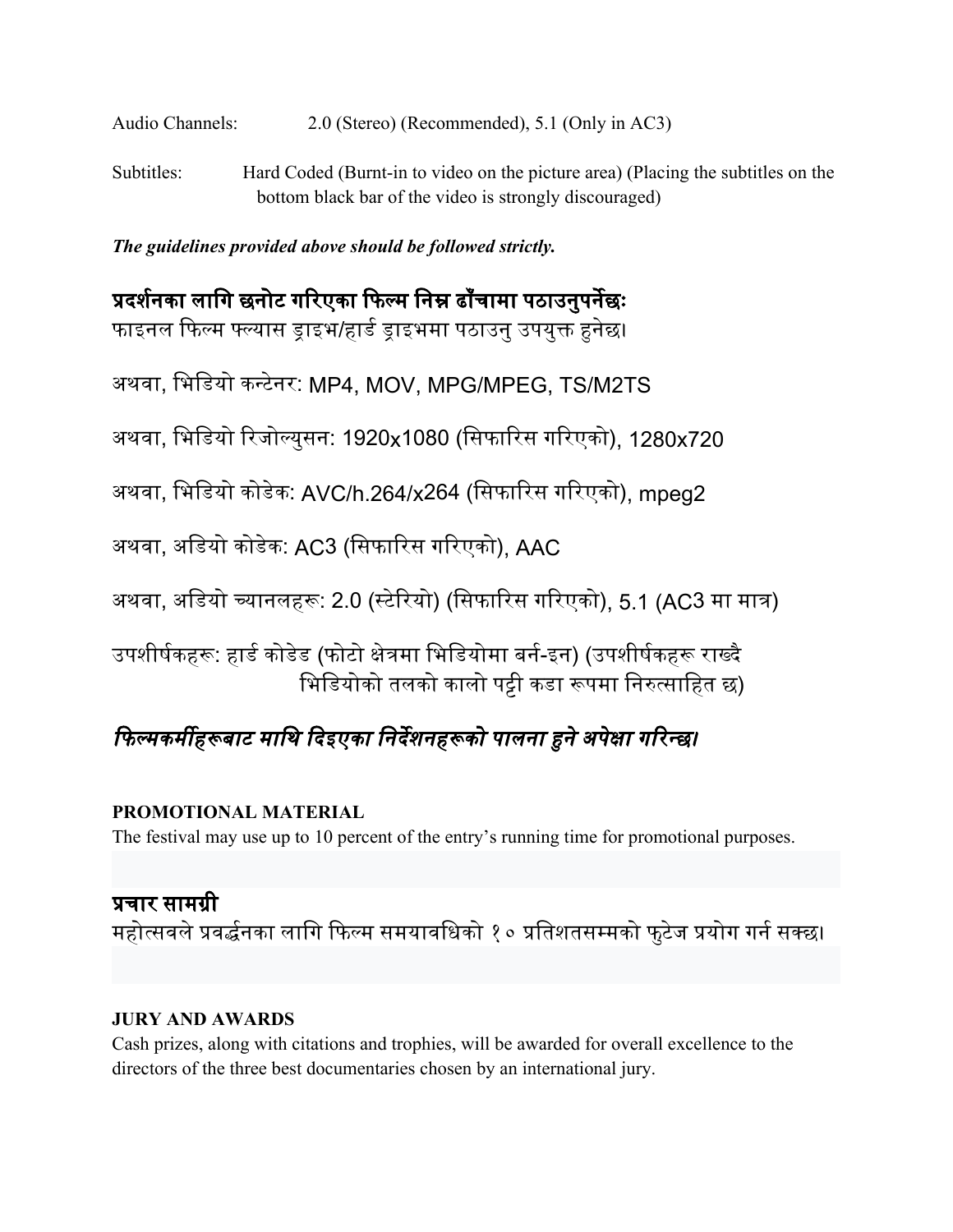Audio Channels: 2.0 (Stereo) (Recommended), 5.1 (Only in AC3)

Subtitles: Hard Coded (Burnt-in to video on the picture area) (Placing the subtitles on the bottom black bar of the video is strongly discouraged)

***The guidelines provided above should be followed strictly.***

**प्रदर्शनका लागि छनोट गरिएका फिल्म निम्न ढाँचामा पठाउनुपर्नेछः**
फाइनल फिल्म फ्ल्यास ड्राइभ/हार्ड ड्राइभमा पठाउनु उपयुक्त हुनेछ।

अथवा, भिडियो कन्टेनर: MP4, MOV, MPG/MPEG, TS/M2TS

अथवा, भिडियो रिजोल्युसन: 1920x1080 (सिफारिस गरिएको), 1280x720

अथवा, भिडियो कोडेक: AVC/h.264/x264 (सिफारिस गरिएको), mpeg2

अथवा, अडियो कोडेक: AC3 (सिफारिस गरिएको), AAC

अथवा, अडियो च्यानलहरू: 2.0 (स्टेरियो) (सिफारिस गरिएको), 5.1 (AC3 मा मात्र)

उपशीर्षकहरू: हार्ड कोडेड (फोटो क्षेत्रमा भिडियोमा बर्न-इन) (उपशीर्षकहरू राख्दै भिडियोको तलको कालो पट्टी कडा रूपमा निरुत्साहित छ)

***फिल्मकर्मीहरूबाट माथि दिइएका निर्देशनहरूको पालना हुने अपेक्षा गरिन्छ।***

**PROMOTIONAL MATERIAL**
The festival may use up to 10 percent of the entry's running time for promotional purposes.

**प्रचार सामग्री**
महोत्सवले प्रवर्द्धनका लागि फिल्म समयावधिको १० प्रतिशतसम्मको फुटेज प्रयोग गर्न सक्छ।

**JURY AND AWARDS**
Cash prizes, along with citations and trophies, will be awarded for overall excellence to the directors of the three best documentaries chosen by an international jury.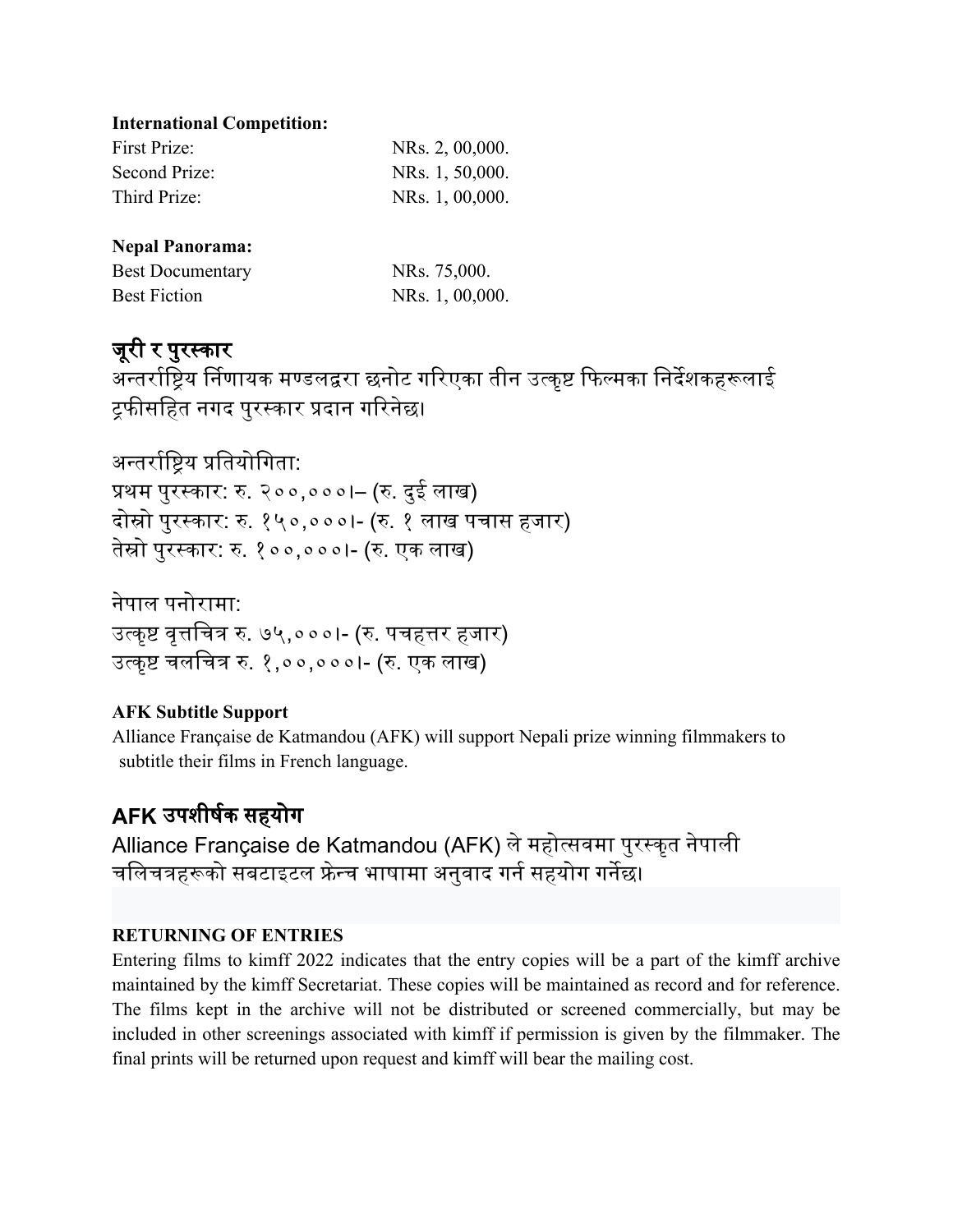**International Competition:**

| | |
|---|---|
| First Prize: | NRs. 2, 00,000. |
| Second Prize: | NRs. 1, 50,000. |
| Third Prize: | NRs. 1, 00,000. |

**Nepal Panorama:**

| | |
|---|---|
| Best Documentary | NRs. 75,000. |
| Best Fiction | NRs. 1, 00,000. |

## जूरी र पुरस्कार

अन्तर्राष्ट्रिय निर्णायक मण्डलद्वरा छनोट गरिएका तीन उत्कृष्ट फिल्मका निर्देशकहरूलाई ट्रफीसहित नगद पुरस्कार प्रदान गरिनेछ।

अन्तर्राष्ट्रिय प्रतियोगिता:
प्रथम पुरस्कार: रु. २००,०००।– (रु. दुई लाख)
दोस्रो पुरस्कार: रु. १५०,०००।- (रु. १ लाख पचास हजार)
तेस्रो पुरस्कार: रु. १००,०००।- (रु. एक लाख)

नेपाल पनोरामा:
उत्कृष्ट वृत्तचित्र रु. ७५,०००।- (रु. पचहत्तर हजार)
उत्कृष्ट चलचित्र रु. १,००,०००।- (रु. एक लाख)

**AFK Subtitle Support**

Alliance Française de Katmandou (AFK) will support Nepali prize winning filmmakers to subtitle their films in French language.

## AFK उपशीर्षक सहयोग

Alliance Française de Katmandou (AFK) ले महोत्सवमा पुरस्कृत नेपाली चलिचत्रहरूको सबटाइटल फ्रेन्च भाषामा अनुवाद गर्न सहयोग गर्नेछ।

**RETURNING OF ENTRIES**

Entering films to kimff 2022 indicates that the entry copies will be a part of the kimff archive maintained by the kimff Secretariat. These copies will be maintained as record and for reference. The films kept in the archive will not be distributed or screened commercially, but may be included in other screenings associated with kimff if permission is given by the filmmaker. The final prints will be returned upon request and kimff will bear the mailing cost.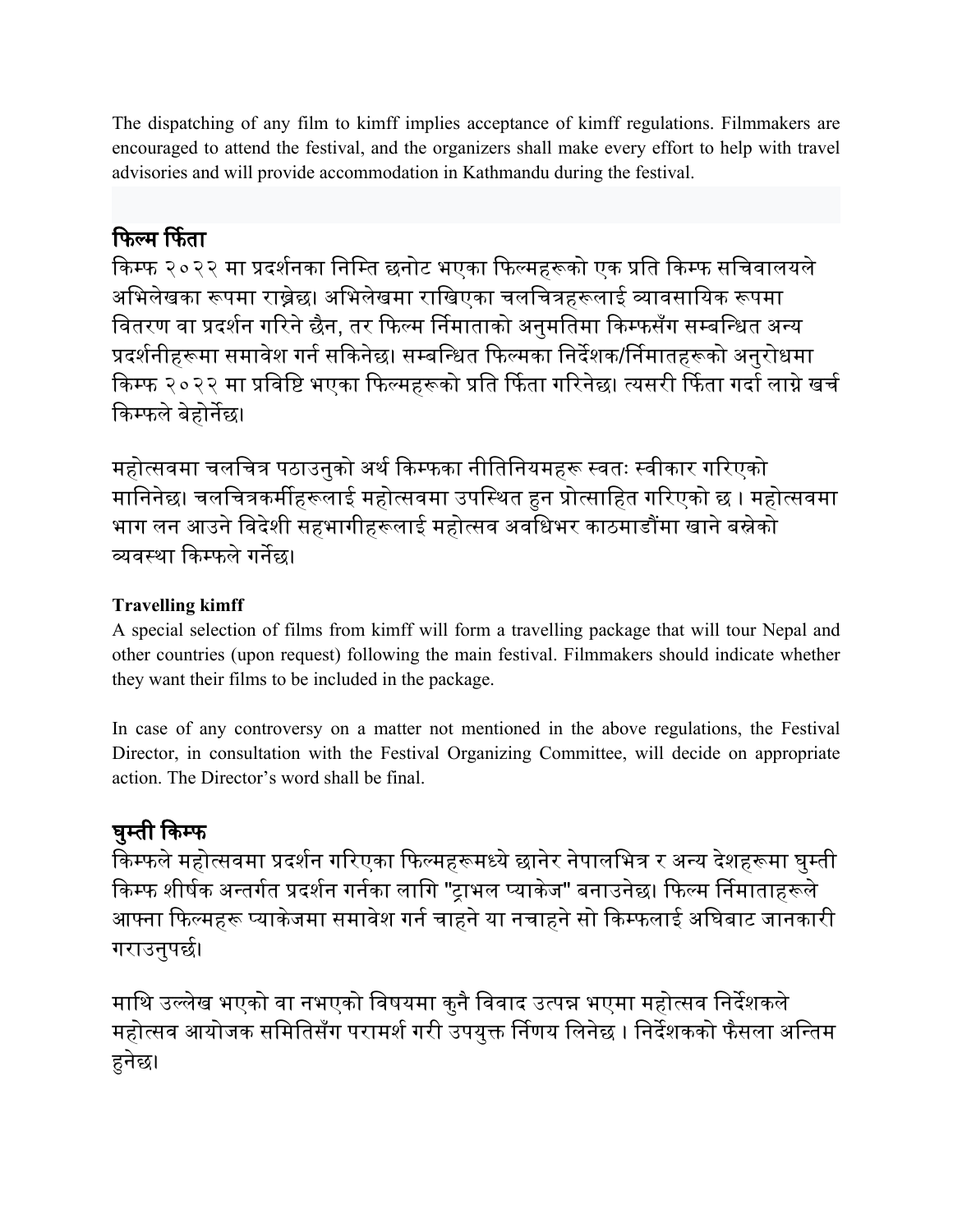The dispatching of any film to kimff implies acceptance of kimff regulations. Filmmakers are encouraged to attend the festival, and the organizers shall make every effort to help with travel advisories and will provide accommodation in Kathmandu during the festival.

## फिल्म फिर्ता

किम्फ २०२२ मा प्रदर्शनका निम्ति छनोट भएका फिल्महरूको एक प्रति किम्फ सचिवालयले अभिलेखका रूपमा राख्नेछ। अभिलेखमा राखिएका चलचित्रहरूलाई व्यावसायिक रूपमा वितरण वा प्रदर्शन गरिने छैन, तर फिल्म निर्माताको अनुमतिमा किम्फसँग सम्बन्धित अन्य प्रदर्शनीहरूमा समावेश गर्न सकिनेछ। सम्बन्धित फिल्मका निर्देशक/निर्मातहरूको अनुरोधमा किम्फ २०२२ मा प्रविष्टि भएका फिल्महरूको प्रति फिर्ता गरिनेछ। त्यसरी फिर्ता गर्दा लाग्ने खर्च किम्फले बेहोर्नेछ।

महोत्सवमा चलचित्र पठाउनुको अर्थ किम्फका नीतिनियमहरू स्वतः स्वीकार गरिएको मानिनेछ। चलचित्रकर्मीहरूलाई महोत्सवमा उपस्थित हुन प्रोत्साहित गरिएको छ । महोत्सवमा भाग लन आउने विदेशी सहभागीहरूलाई महोत्सव अवधिभर काठमाडौंमा खाने बस्नेको व्यवस्था किम्फले गर्नेछ।

**Travelling kimff**

A special selection of films from kimff will form a travelling package that will tour Nepal and other countries (upon request) following the main festival. Filmmakers should indicate whether they want their films to be included in the package.

In case of any controversy on a matter not mentioned in the above regulations, the Festival Director, in consultation with the Festival Organizing Committee, will decide on appropriate action. The Director's word shall be final.

## घुम्ती किम्फ

किम्फले महोत्सवमा प्रदर्शन गरिएका फिल्महरूमध्ये छानेर नेपालभित्र र अन्य देशहरूमा घुम्ती किम्फ शीर्षक अन्तर्गत प्रदर्शन गर्नका लागि "ट्राभल प्याकेज" बनाउनेछ। फिल्म निर्माताहरूले आफ्ना फिल्महरू प्याकेजमा समावेश गर्न चाहने या नचाहने सो किम्फलाई अघिबाट जानकारी गराउनुपर्छ।

माथि उल्लेख भएको वा नभएको विषयमा कुनै विवाद उत्पन्न भएमा महोत्सव निर्देशकले महोत्सव आयोजक समितिसँग परामर्श गरी उपयुक्त निर्णय लिनेछ । निर्देशकको फैसला अन्तिम हुनेछ।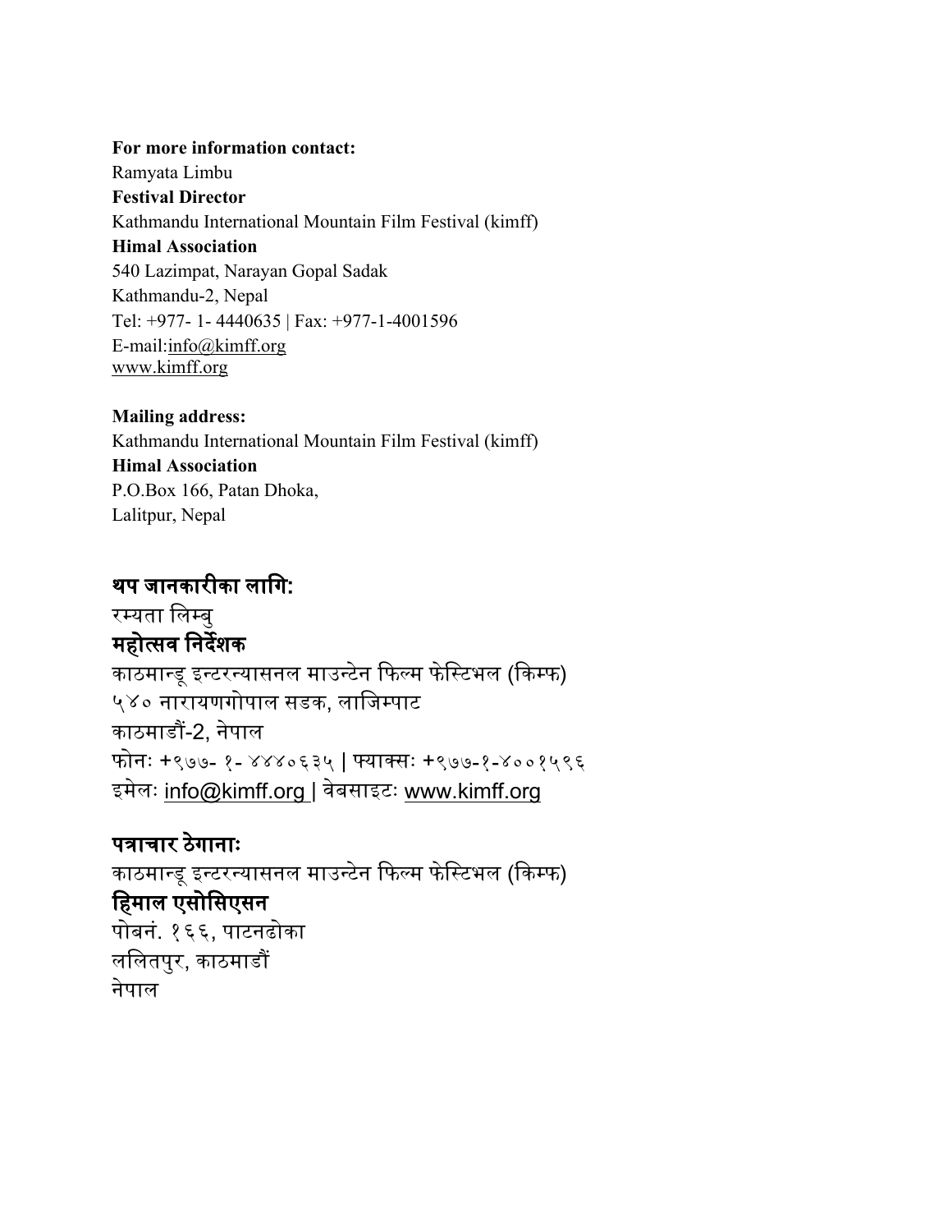**For more information contact:**
Ramyata Limbu
**Festival Director**
Kathmandu International Mountain Film Festival (kimff)
**Himal Association**
540 Lazimpat, Narayan Gopal Sadak
Kathmandu-2, Nepal
Tel: +977- 1- 4440635 | Fax: +977-1-4001596
E-mail:info@kimff.org
www.kimff.org

**Mailing address:**
Kathmandu International Mountain Film Festival (kimff)
**Himal Association**
P.O.Box 166, Patan Dhoka,
Lalitpur, Nepal

**थप जानकारीका लागि:**
रम्यता लिम्बु
**महोत्सव निर्देशक**
काठमान्डू इन्टरन्यासनल माउन्टेन फिल्म फेस्टिभल (किम्फ)
५४० नारायणगोपाल सडक, लाजिम्पाट
काठमाडौं-2, नेपाल
फोनः +९७७- १- ४४४०६३५ | फ्याक्सः +९७७-१-४००१५९६
इमेलः info@kimff.org | वेबसाइटः www.kimff.org

**पत्राचार ठेगानाः**
काठमान्डू इन्टरन्यासनल माउन्टेन फिल्म फेस्टिभल (किम्फ)
**हिमाल एसोसिएसन**
पोबनं. १६६, पाटनढोका
ललितपुर, काठमाडौं
नेपाल